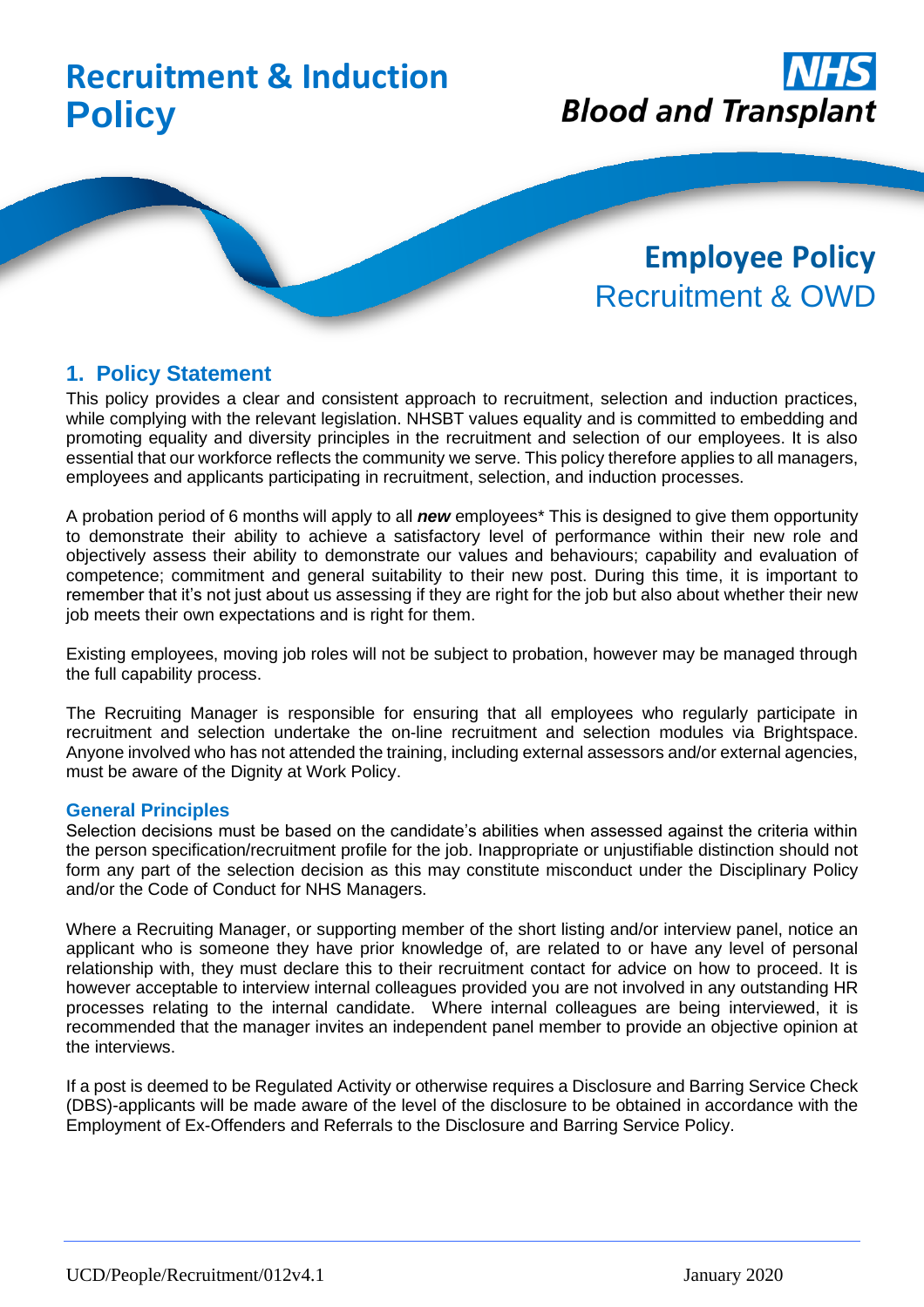# Recruitment & Induction Policy

NHS Blood and Transplant

**Employee Policy**
Recruitment & OWD

## 1. Policy Statement

This policy provides a clear and consistent approach to recruitment, selection and induction practices, while complying with the relevant legislation. NHSBT values equality and is committed to embedding and promoting equality and diversity principles in the recruitment and selection of our employees. It is also essential that our workforce reflects the community we serve. This policy therefore applies to all managers, employees and applicants participating in recruitment, selection, and induction processes.

A probation period of 6 months will apply to all ***new*** employees* This is designed to give them opportunity to demonstrate their ability to achieve a satisfactory level of performance within their new role and objectively assess their ability to demonstrate our values and behaviours; capability and evaluation of competence; commitment and general suitability to their new post. During this time, it is important to remember that it's not just about us assessing if they are right for the job but also about whether their new job meets their own expectations and is right for them.

Existing employees, moving job roles will not be subject to probation, however may be managed through the full capability process.

The Recruiting Manager is responsible for ensuring that all employees who regularly participate in recruitment and selection undertake the on-line recruitment and selection modules via Brightspace. Anyone involved who has not attended the training, including external assessors and/or external agencies, must be aware of the Dignity at Work Policy.

### General Principles

Selection decisions must be based on the candidate's abilities when assessed against the criteria within the person specification/recruitment profile for the job. Inappropriate or unjustifiable distinction should not form any part of the selection decision as this may constitute misconduct under the Disciplinary Policy and/or the Code of Conduct for NHS Managers.

Where a Recruiting Manager, or supporting member of the short listing and/or interview panel, notice an applicant who is someone they have prior knowledge of, are related to or have any level of personal relationship with, they must declare this to their recruitment contact for advice on how to proceed. It is however acceptable to interview internal colleagues provided you are not involved in any outstanding HR processes relating to the internal candidate. Where internal colleagues are being interviewed, it is recommended that the manager invites an independent panel member to provide an objective opinion at the interviews.

If a post is deemed to be Regulated Activity or otherwise requires a Disclosure and Barring Service Check (DBS)-applicants will be made aware of the level of the disclosure to be obtained in accordance with the Employment of Ex-Offenders and Referrals to the Disclosure and Barring Service Policy.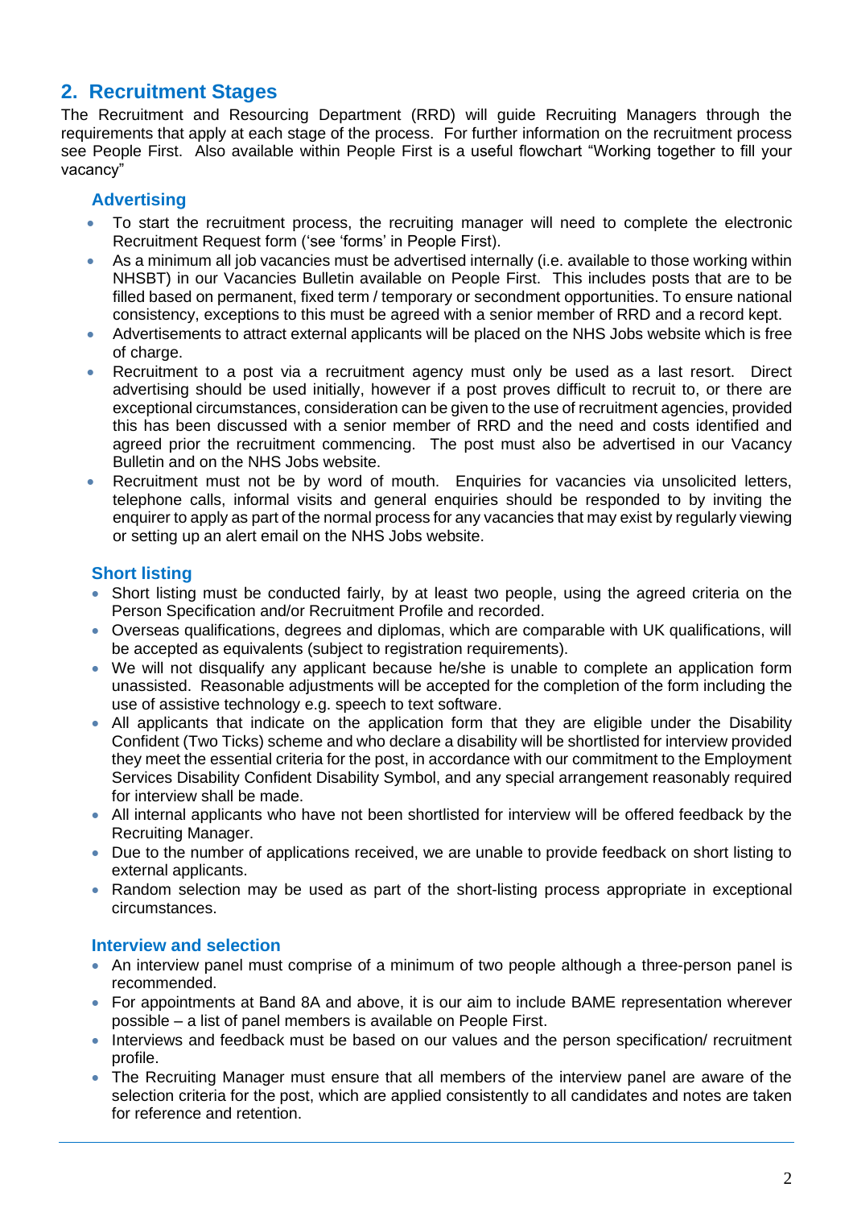## 2. Recruitment Stages

The Recruitment and Resourcing Department (RRD) will guide Recruiting Managers through the requirements that apply at each stage of the process. For further information on the recruitment process see People First. Also available within People First is a useful flowchart "Working together to fill your vacancy"

### Advertising

- To start the recruitment process, the recruiting manager will need to complete the electronic Recruitment Request form ('see 'forms' in People First).
- As a minimum all job vacancies must be advertised internally (i.e. available to those working within NHSBT) in our Vacancies Bulletin available on People First. This includes posts that are to be filled based on permanent, fixed term / temporary or secondment opportunities. To ensure national consistency, exceptions to this must be agreed with a senior member of RRD and a record kept.
- Advertisements to attract external applicants will be placed on the NHS Jobs website which is free of charge.
- Recruitment to a post via a recruitment agency must only be used as a last resort. Direct advertising should be used initially, however if a post proves difficult to recruit to, or there are exceptional circumstances, consideration can be given to the use of recruitment agencies, provided this has been discussed with a senior member of RRD and the need and costs identified and agreed prior the recruitment commencing. The post must also be advertised in our Vacancy Bulletin and on the NHS Jobs website.
- Recruitment must not be by word of mouth. Enquiries for vacancies via unsolicited letters, telephone calls, informal visits and general enquiries should be responded to by inviting the enquirer to apply as part of the normal process for any vacancies that may exist by regularly viewing or setting up an alert email on the NHS Jobs website.

### Short listing

- Short listing must be conducted fairly, by at least two people, using the agreed criteria on the Person Specification and/or Recruitment Profile and recorded.
- Overseas qualifications, degrees and diplomas, which are comparable with UK qualifications, will be accepted as equivalents (subject to registration requirements).
- We will not disqualify any applicant because he/she is unable to complete an application form unassisted. Reasonable adjustments will be accepted for the completion of the form including the use of assistive technology e.g. speech to text software.
- All applicants that indicate on the application form that they are eligible under the Disability Confident (Two Ticks) scheme and who declare a disability will be shortlisted for interview provided they meet the essential criteria for the post, in accordance with our commitment to the Employment Services Disability Confident Disability Symbol, and any special arrangement reasonably required for interview shall be made.
- All internal applicants who have not been shortlisted for interview will be offered feedback by the Recruiting Manager.
- Due to the number of applications received, we are unable to provide feedback on short listing to external applicants.
- Random selection may be used as part of the short-listing process appropriate in exceptional circumstances.

### Interview and selection

- An interview panel must comprise of a minimum of two people although a three-person panel is recommended.
- For appointments at Band 8A and above, it is our aim to include BAME representation wherever possible – a list of panel members is available on People First.
- Interviews and feedback must be based on our values and the person specification/ recruitment profile.
- The Recruiting Manager must ensure that all members of the interview panel are aware of the selection criteria for the post, which are applied consistently to all candidates and notes are taken for reference and retention.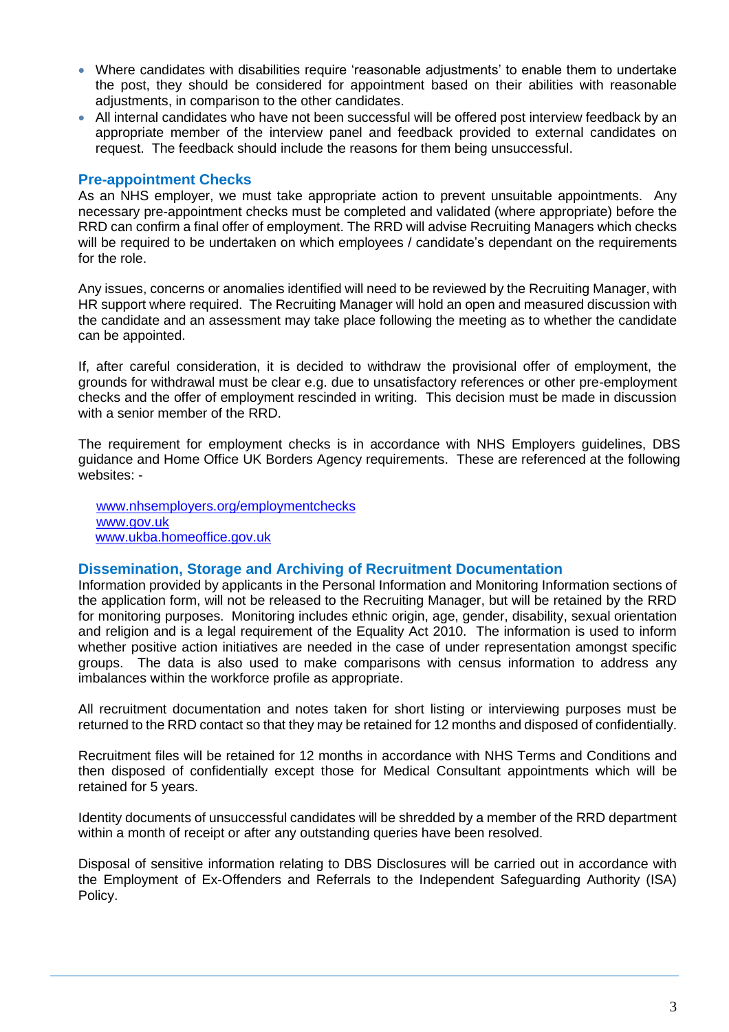- Where candidates with disabilities require 'reasonable adjustments' to enable them to undertake the post, they should be considered for appointment based on their abilities with reasonable adjustments, in comparison to the other candidates.
- All internal candidates who have not been successful will be offered post interview feedback by an appropriate member of the interview panel and feedback provided to external candidates on request. The feedback should include the reasons for them being unsuccessful.

### Pre-appointment Checks

As an NHS employer, we must take appropriate action to prevent unsuitable appointments. Any necessary pre-appointment checks must be completed and validated (where appropriate) before the RRD can confirm a final offer of employment. The RRD will advise Recruiting Managers which checks will be required to be undertaken on which employees / candidate's dependant on the requirements for the role.

Any issues, concerns or anomalies identified will need to be reviewed by the Recruiting Manager, with HR support where required. The Recruiting Manager will hold an open and measured discussion with the candidate and an assessment may take place following the meeting as to whether the candidate can be appointed.

If, after careful consideration, it is decided to withdraw the provisional offer of employment, the grounds for withdrawal must be clear e.g. due to unsatisfactory references or other pre-employment checks and the offer of employment rescinded in writing. This decision must be made in discussion with a senior member of the RRD.

The requirement for employment checks is in accordance with NHS Employers guidelines, DBS guidance and Home Office UK Borders Agency requirements. These are referenced at the following websites: -

www.nhsemployers.org/employmentchecks
www.gov.uk
www.ukba.homeoffice.gov.uk

### Dissemination, Storage and Archiving of Recruitment Documentation

Information provided by applicants in the Personal Information and Monitoring Information sections of the application form, will not be released to the Recruiting Manager, but will be retained by the RRD for monitoring purposes. Monitoring includes ethnic origin, age, gender, disability, sexual orientation and religion and is a legal requirement of the Equality Act 2010. The information is used to inform whether positive action initiatives are needed in the case of under representation amongst specific groups. The data is also used to make comparisons with census information to address any imbalances within the workforce profile as appropriate.

All recruitment documentation and notes taken for short listing or interviewing purposes must be returned to the RRD contact so that they may be retained for 12 months and disposed of confidentially.

Recruitment files will be retained for 12 months in accordance with NHS Terms and Conditions and then disposed of confidentially except those for Medical Consultant appointments which will be retained for 5 years.

Identity documents of unsuccessful candidates will be shredded by a member of the RRD department within a month of receipt or after any outstanding queries have been resolved.

Disposal of sensitive information relating to DBS Disclosures will be carried out in accordance with the Employment of Ex-Offenders and Referrals to the Independent Safeguarding Authority (ISA) Policy.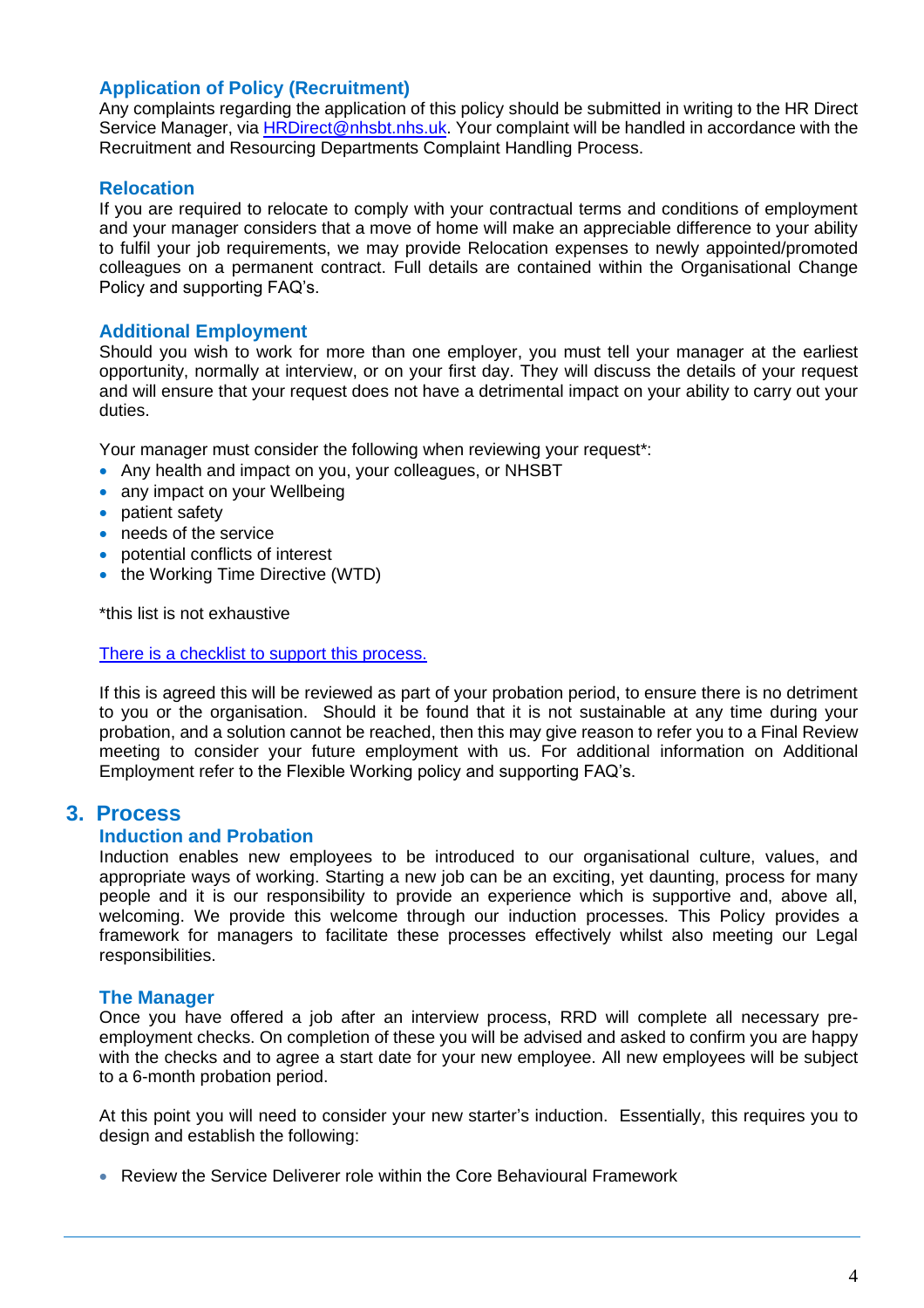### Application of Policy (Recruitment)

Any complaints regarding the application of this policy should be submitted in writing to the HR Direct Service Manager, via [HRDirect@nhsbt.nhs.uk](mailto:HRDirect@nhsbt.nhs.uk). Your complaint will be handled in accordance with the Recruitment and Resourcing Departments Complaint Handling Process.

### Relocation

If you are required to relocate to comply with your contractual terms and conditions of employment and your manager considers that a move of home will make an appreciable difference to your ability to fulfil your job requirements, we may provide Relocation expenses to newly appointed/promoted colleagues on a permanent contract. Full details are contained within the Organisational Change Policy and supporting FAQ's.

### Additional Employment

Should you wish to work for more than one employer, you must tell your manager at the earliest opportunity, normally at interview, or on your first day. They will discuss the details of your request and will ensure that your request does not have a detrimental impact on your ability to carry out your duties.

Your manager must consider the following when reviewing your request*:

- Any health and impact on you, your colleagues, or NHSBT
- any impact on your Wellbeing
- patient safety
- needs of the service
- potential conflicts of interest
- the Working Time Directive (WTD)

*this list is not exhaustive

There is a checklist to support this process.

If this is agreed this will be reviewed as part of your probation period, to ensure there is no detriment to you or the organisation. Should it be found that it is not sustainable at any time during your probation, and a solution cannot be reached, then this may give reason to refer you to a Final Review meeting to consider your future employment with us. For additional information on Additional Employment refer to the Flexible Working policy and supporting FAQ's.

## 3. Process

### Induction and Probation

Induction enables new employees to be introduced to our organisational culture, values, and appropriate ways of working. Starting a new job can be an exciting, yet daunting, process for many people and it is our responsibility to provide an experience which is supportive and, above all, welcoming. We provide this welcome through our induction processes. This Policy provides a framework for managers to facilitate these processes effectively whilst also meeting our Legal responsibilities.

### The Manager

Once you have offered a job after an interview process, RRD will complete all necessary pre-employment checks. On completion of these you will be advised and asked to confirm you are happy with the checks and to agree a start date for your new employee. All new employees will be subject to a 6-month probation period.

At this point you will need to consider your new starter's induction. Essentially, this requires you to design and establish the following:

- Review the Service Deliverer role within the Core Behavioural Framework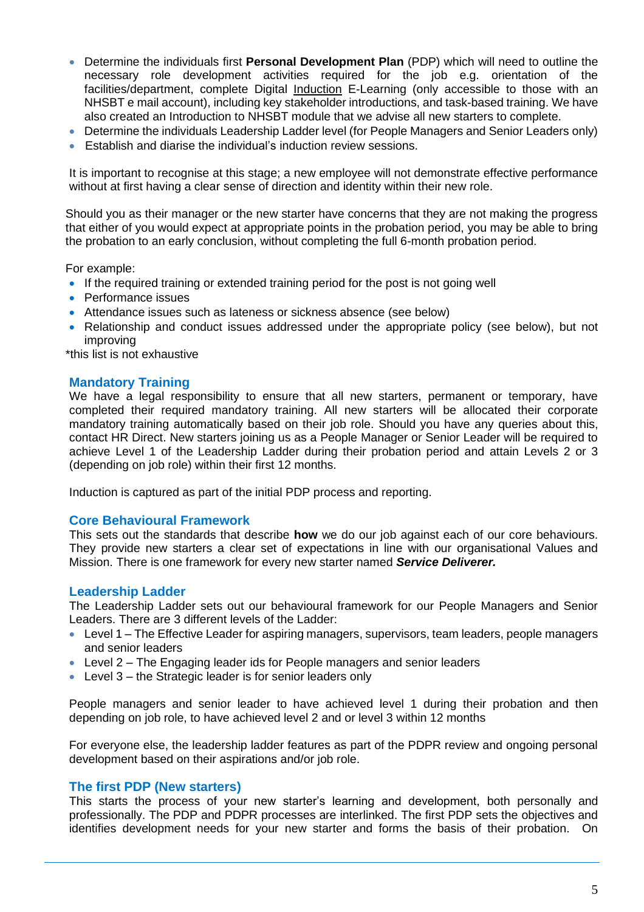- Determine the individuals first **Personal Development Plan** (PDP) which will need to outline the necessary role development activities required for the job e.g. orientation of the facilities/department, complete Digital Induction E-Learning (only accessible to those with an NHSBT e mail account), including key stakeholder introductions, and task-based training. We have also created an Introduction to NHSBT module that we advise all new starters to complete.
- Determine the individuals Leadership Ladder level (for People Managers and Senior Leaders only)
- Establish and diarise the individual's induction review sessions.

It is important to recognise at this stage; a new employee will not demonstrate effective performance without at first having a clear sense of direction and identity within their new role.

Should you as their manager or the new starter have concerns that they are not making the progress that either of you would expect at appropriate points in the probation period, you may be able to bring the probation to an early conclusion, without completing the full 6-month probation period.

For example:

- If the required training or extended training period for the post is not going well
- Performance issues
- Attendance issues such as lateness or sickness absence (see below)
- Relationship and conduct issues addressed under the appropriate policy (see below), but not improving

*this list is not exhaustive

## Mandatory Training

We have a legal responsibility to ensure that all new starters, permanent or temporary, have completed their required mandatory training. All new starters will be allocated their corporate mandatory training automatically based on their job role. Should you have any queries about this, contact HR Direct. New starters joining us as a People Manager or Senior Leader will be required to achieve Level 1 of the Leadership Ladder during their probation period and attain Levels 2 or 3 (depending on job role) within their first 12 months.

Induction is captured as part of the initial PDP process and reporting.

## Core Behavioural Framework

This sets out the standards that describe **how** we do our job against each of our core behaviours. They provide new starters a clear set of expectations in line with our organisational Values and Mission. There is one framework for every new starter named ***Service Deliverer.***

## Leadership Ladder

The Leadership Ladder sets out our behavioural framework for our People Managers and Senior Leaders. There are 3 different levels of the Ladder:

- Level 1 – The Effective Leader for aspiring managers, supervisors, team leaders, people managers and senior leaders
- Level 2 – The Engaging leader ids for People managers and senior leaders
- Level 3 – the Strategic leader is for senior leaders only

People managers and senior leader to have achieved level 1 during their probation and then depending on job role, to have achieved level 2 and or level 3 within 12 months

For everyone else, the leadership ladder features as part of the PDPR review and ongoing personal development based on their aspirations and/or job role.

## The first PDP (New starters)

This starts the process of your new starter's learning and development, both personally and professionally. The PDP and PDPR processes are interlinked. The first PDP sets the objectives and identifies development needs for your new starter and forms the basis of their probation. On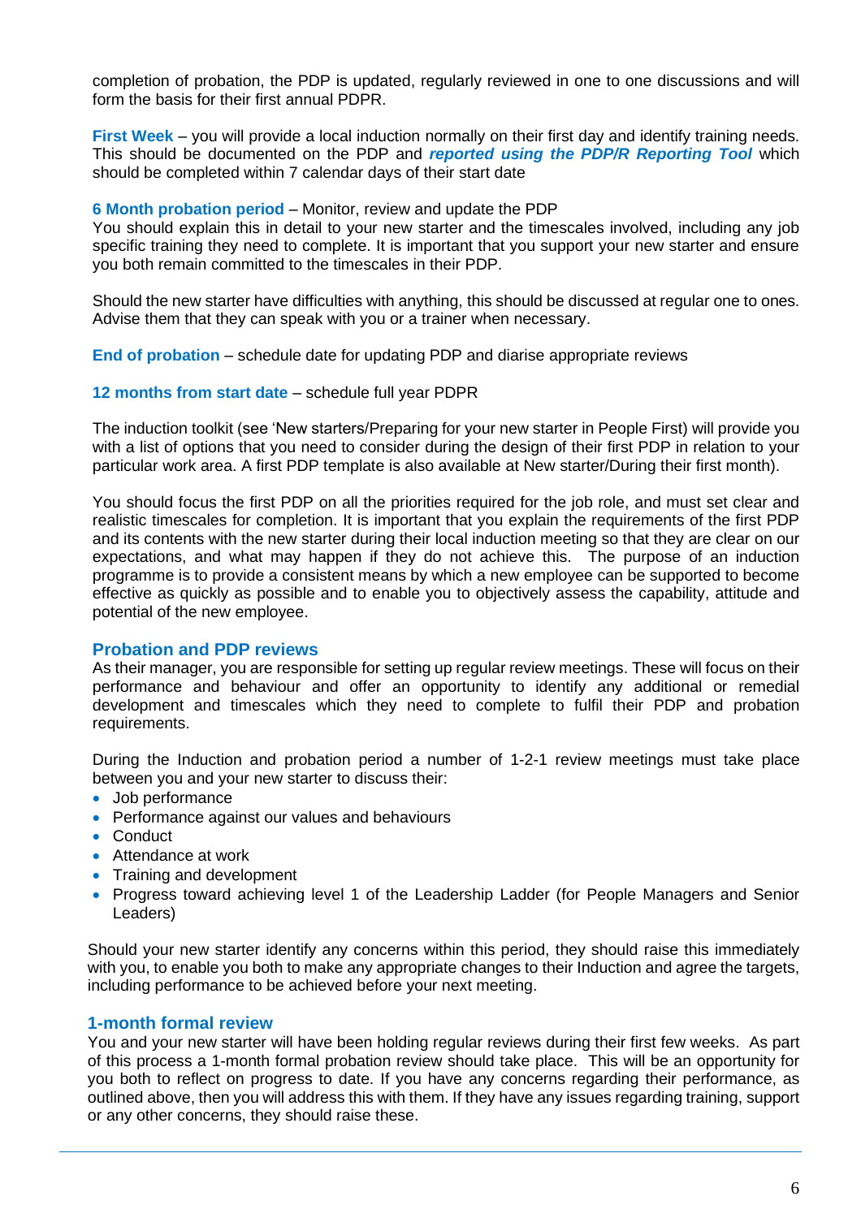completion of probation, the PDP is updated, regularly reviewed in one to one discussions and will form the basis for their first annual PDPR.

**First Week** – you will provide a local induction normally on their first day and identify training needs. This should be documented on the PDP and ***reported using the PDP/R Reporting Tool*** which should be completed within 7 calendar days of their start date

**6 Month probation period** – Monitor, review and update the PDP
You should explain this in detail to your new starter and the timescales involved, including any job specific training they need to complete. It is important that you support your new starter and ensure you both remain committed to the timescales in their PDP.

Should the new starter have difficulties with anything, this should be discussed at regular one to ones. Advise them that they can speak with you or a trainer when necessary.

**End of probation** – schedule date for updating PDP and diarise appropriate reviews

**12 months from start date** – schedule full year PDPR

The induction toolkit (see 'New starters/Preparing for your new starter in People First) will provide you with a list of options that you need to consider during the design of their first PDP in relation to your particular work area. A first PDP template is also available at New starter/During their first month).

You should focus the first PDP on all the priorities required for the job role, and must set clear and realistic timescales for completion. It is important that you explain the requirements of the first PDP and its contents with the new starter during their local induction meeting so that they are clear on our expectations, and what may happen if they do not achieve this. The purpose of an induction programme is to provide a consistent means by which a new employee can be supported to become effective as quickly as possible and to enable you to objectively assess the capability, attitude and potential of the new employee.

## Probation and PDP reviews

As their manager, you are responsible for setting up regular review meetings. These will focus on their performance and behaviour and offer an opportunity to identify any additional or remedial development and timescales which they need to complete to fulfil their PDP and probation requirements.

During the Induction and probation period a number of 1-2-1 review meetings must take place between you and your new starter to discuss their:

- Job performance
- Performance against our values and behaviours
- Conduct
- Attendance at work
- Training and development
- Progress toward achieving level 1 of the Leadership Ladder (for People Managers and Senior Leaders)

Should your new starter identify any concerns within this period, they should raise this immediately with you, to enable you both to make any appropriate changes to their Induction and agree the targets, including performance to be achieved before your next meeting.

## 1-month formal review

You and your new starter will have been holding regular reviews during their first few weeks. As part of this process a 1-month formal probation review should take place. This will be an opportunity for you both to reflect on progress to date. If you have any concerns regarding their performance, as outlined above, then you will address this with them. If they have any issues regarding training, support or any other concerns, they should raise these.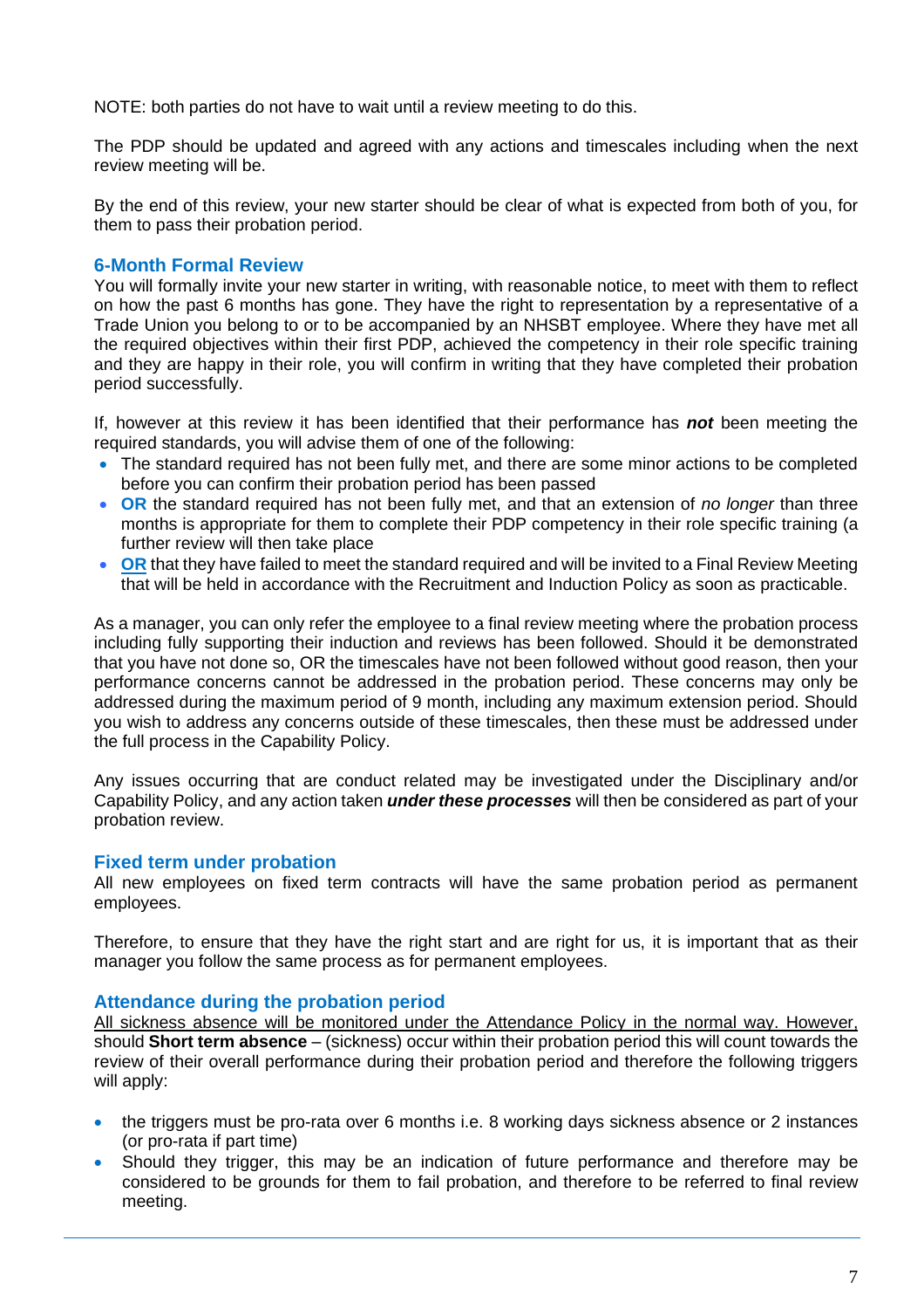NOTE: both parties do not have to wait until a review meeting to do this.

The PDP should be updated and agreed with any actions and timescales including when the next review meeting will be.

By the end of this review, your new starter should be clear of what is expected from both of you, for them to pass their probation period.

### 6-Month Formal Review

You will formally invite your new starter in writing, with reasonable notice, to meet with them to reflect on how the past 6 months has gone. They have the right to representation by a representative of a Trade Union you belong to or to be accompanied by an NHSBT employee. Where they have met all the required objectives within their first PDP, achieved the competency in their role specific training and they are happy in their role, you will confirm in writing that they have completed their probation period successfully.

If, however at this review it has been identified that their performance has ***not*** been meeting the required standards, you will advise them of one of the following:

- The standard required has not been fully met, and there are some minor actions to be completed before you can confirm their probation period has been passed
- **OR** the standard required has not been fully met, and that an extension of *no longer* than three months is appropriate for them to complete their PDP competency in their role specific training (a further review will then take place
- **OR** that they have failed to meet the standard required and will be invited to a Final Review Meeting that will be held in accordance with the Recruitment and Induction Policy as soon as practicable.

As a manager, you can only refer the employee to a final review meeting where the probation process including fully supporting their induction and reviews has been followed. Should it be demonstrated that you have not done so, OR the timescales have not been followed without good reason, then your performance concerns cannot be addressed in the probation period. These concerns may only be addressed during the maximum period of 9 month, including any maximum extension period. Should you wish to address any concerns outside of these timescales, then these must be addressed under the full process in the Capability Policy.

Any issues occurring that are conduct related may be investigated under the Disciplinary and/or Capability Policy, and any action taken ***under these processes*** will then be considered as part of your probation review.

### Fixed term under probation

All new employees on fixed term contracts will have the same probation period as permanent employees.

Therefore, to ensure that they have the right start and are right for us, it is important that as their manager you follow the same process as for permanent employees.

### Attendance during the probation period

All sickness absence will be monitored under the Attendance Policy in the normal way. However, should **Short term absence** – (sickness) occur within their probation period this will count towards the review of their overall performance during their probation period and therefore the following triggers will apply:

- the triggers must be pro-rata over 6 months i.e. 8 working days sickness absence or 2 instances (or pro-rata if part time)
- Should they trigger, this may be an indication of future performance and therefore may be considered to be grounds for them to fail probation, and therefore to be referred to final review meeting.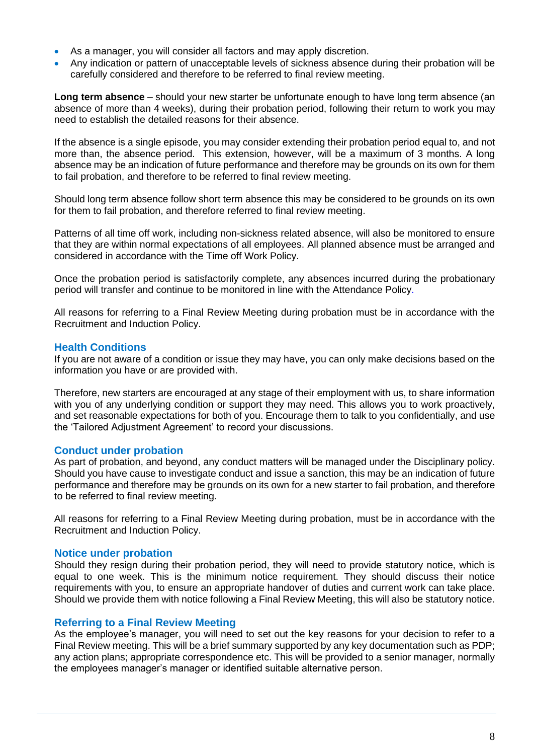- As a manager, you will consider all factors and may apply discretion.
- Any indication or pattern of unacceptable levels of sickness absence during their probation will be carefully considered and therefore to be referred to final review meeting.

**Long term absence** – should your new starter be unfortunate enough to have long term absence (an absence of more than 4 weeks), during their probation period, following their return to work you may need to establish the detailed reasons for their absence.

If the absence is a single episode, you may consider extending their probation period equal to, and not more than, the absence period. This extension, however, will be a maximum of 3 months. A long absence may be an indication of future performance and therefore may be grounds on its own for them to fail probation, and therefore to be referred to final review meeting.

Should long term absence follow short term absence this may be considered to be grounds on its own for them to fail probation, and therefore referred to final review meeting.

Patterns of all time off work, including non-sickness related absence, will also be monitored to ensure that they are within normal expectations of all employees. All planned absence must be arranged and considered in accordance with the Time off Work Policy.

Once the probation period is satisfactorily complete, any absences incurred during the probationary period will transfer and continue to be monitored in line with the Attendance Policy.

All reasons for referring to a Final Review Meeting during probation must be in accordance with the Recruitment and Induction Policy.

## Health Conditions

If you are not aware of a condition or issue they may have, you can only make decisions based on the information you have or are provided with.

Therefore, new starters are encouraged at any stage of their employment with us, to share information with you of any underlying condition or support they may need. This allows you to work proactively, and set reasonable expectations for both of you. Encourage them to talk to you confidentially, and use the 'Tailored Adjustment Agreement' to record your discussions.

## Conduct under probation

As part of probation, and beyond, any conduct matters will be managed under the Disciplinary policy. Should you have cause to investigate conduct and issue a sanction, this may be an indication of future performance and therefore may be grounds on its own for a new starter to fail probation, and therefore to be referred to final review meeting.

All reasons for referring to a Final Review Meeting during probation, must be in accordance with the Recruitment and Induction Policy.

## Notice under probation

Should they resign during their probation period, they will need to provide statutory notice, which is equal to one week. This is the minimum notice requirement. They should discuss their notice requirements with you, to ensure an appropriate handover of duties and current work can take place. Should we provide them with notice following a Final Review Meeting, this will also be statutory notice.

## Referring to a Final Review Meeting

As the employee's manager, you will need to set out the key reasons for your decision to refer to a Final Review meeting. This will be a brief summary supported by any key documentation such as PDP; any action plans; appropriate correspondence etc. This will be provided to a senior manager, normally the employees manager's manager or identified suitable alternative person.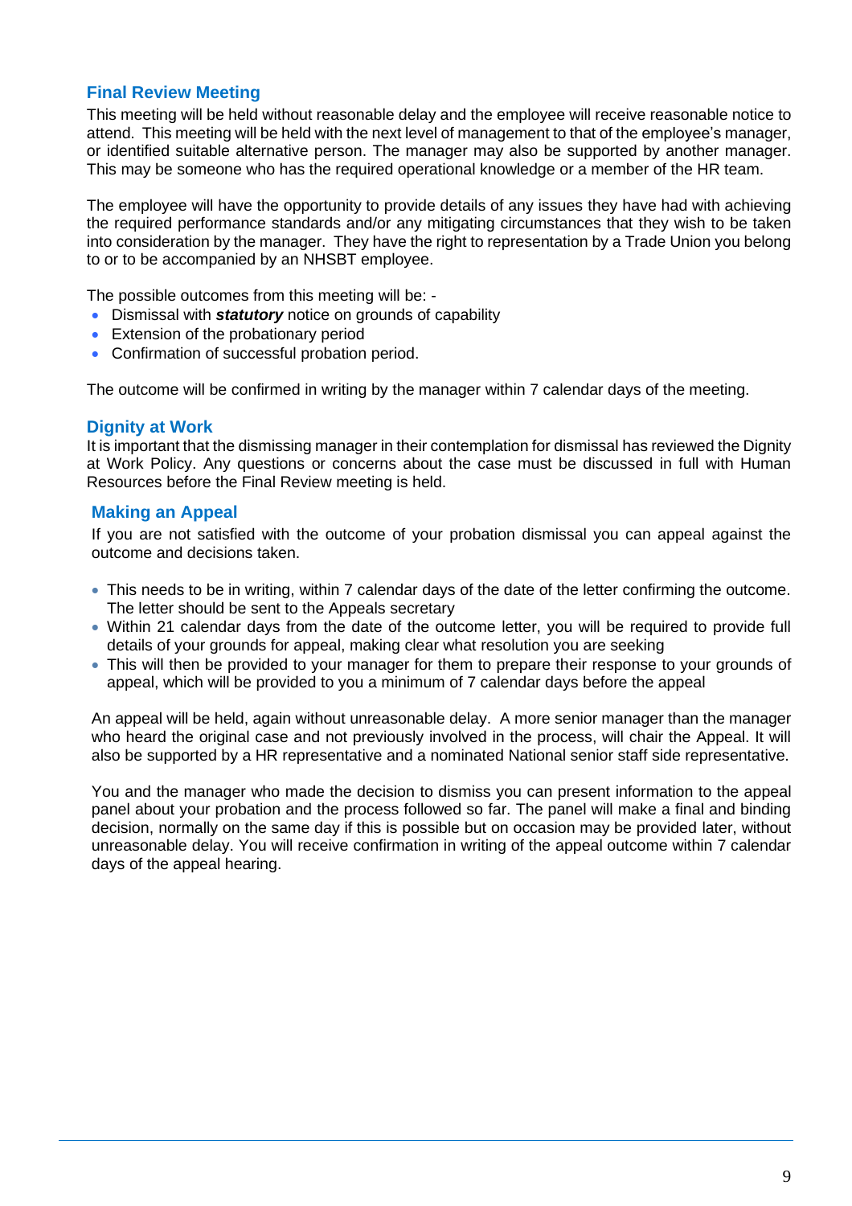## Final Review Meeting

This meeting will be held without reasonable delay and the employee will receive reasonable notice to attend. This meeting will be held with the next level of management to that of the employee's manager, or identified suitable alternative person. The manager may also be supported by another manager. This may be someone who has the required operational knowledge or a member of the HR team.

The employee will have the opportunity to provide details of any issues they have had with achieving the required performance standards and/or any mitigating circumstances that they wish to be taken into consideration by the manager. They have the right to representation by a Trade Union you belong to or to be accompanied by an NHSBT employee.

The possible outcomes from this meeting will be: -

- Dismissal with ***statutory*** notice on grounds of capability
- Extension of the probationary period
- Confirmation of successful probation period.

The outcome will be confirmed in writing by the manager within 7 calendar days of the meeting.

## Dignity at Work

It is important that the dismissing manager in their contemplation for dismissal has reviewed the Dignity at Work Policy. Any questions or concerns about the case must be discussed in full with Human Resources before the Final Review meeting is held.

## Making an Appeal

If you are not satisfied with the outcome of your probation dismissal you can appeal against the outcome and decisions taken.

- This needs to be in writing, within 7 calendar days of the date of the letter confirming the outcome. The letter should be sent to the Appeals secretary
- Within 21 calendar days from the date of the outcome letter, you will be required to provide full details of your grounds for appeal, making clear what resolution you are seeking
- This will then be provided to your manager for them to prepare their response to your grounds of appeal, which will be provided to you a minimum of 7 calendar days before the appeal

An appeal will be held, again without unreasonable delay. A more senior manager than the manager who heard the original case and not previously involved in the process, will chair the Appeal. It will also be supported by a HR representative and a nominated National senior staff side representative.

You and the manager who made the decision to dismiss you can present information to the appeal panel about your probation and the process followed so far. The panel will make a final and binding decision, normally on the same day if this is possible but on occasion may be provided later, without unreasonable delay. You will receive confirmation in writing of the appeal outcome within 7 calendar days of the appeal hearing.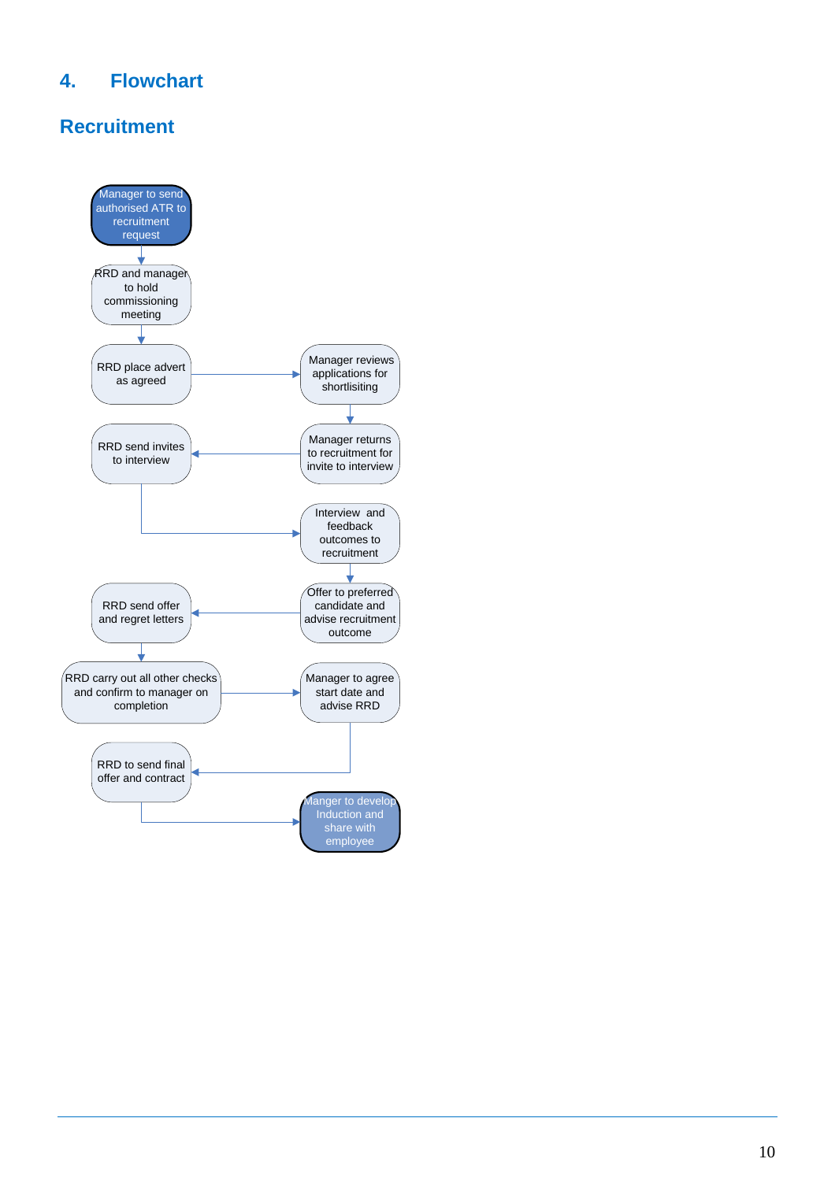## 4. Flowchart

## Recruitment

Manager to send authorised ATR to recruitment request

RRD and manager to hold commissioning meeting

RRD place advert as agreed

Manager reviews applications for shortlisiting

Manager returns to recruitment for invite to interview

RRD send invites to interview

Interview and feedback outcomes to recruitment

Offer to preferred candidate and advise recruitment outcome

RRD send offer and regret letters

RRD carry out all other checks and confirm to manager on completion

Manager to agree start date and advise RRD

RRD to send final offer and contract

Manger to develop Induction and share with employee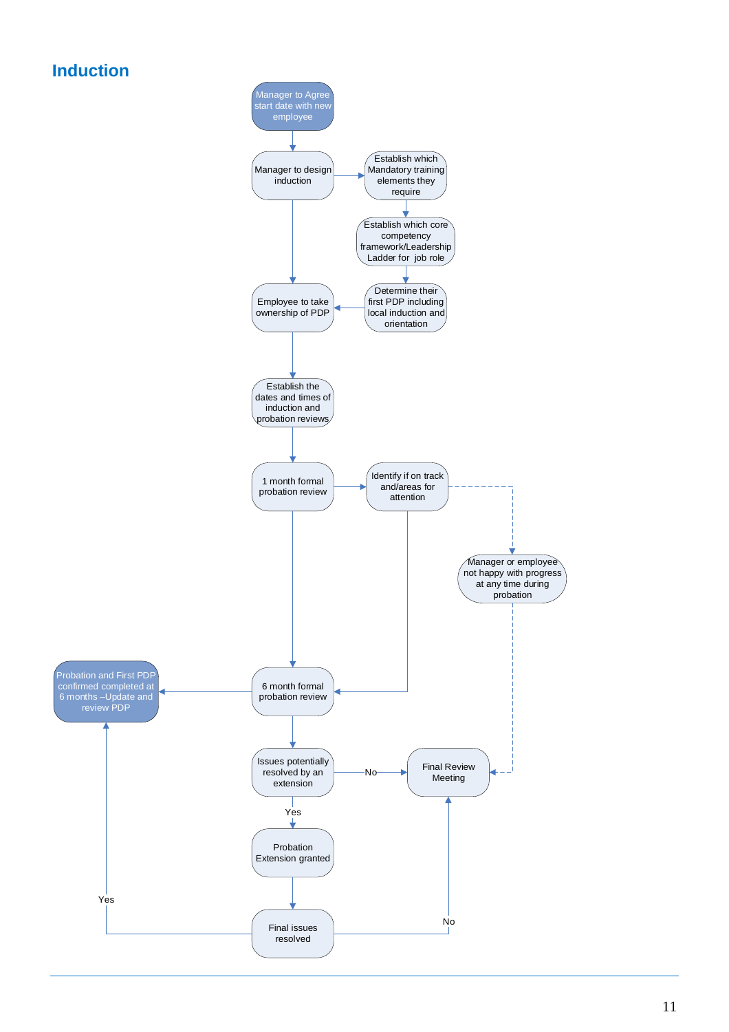# Induction

Manager to Agree start date with new employee

Manager to design induction

Establish which Mandatory training elements they require

Establish which core competency framework/Leadership Ladder for job role

Determine their first PDP including local induction and orientation

Employee to take ownership of PDP

Establish the dates and times of induction and probation reviews

1 month formal probation review

Identify if on track and/areas for attention

Manager or employee not happy with progress at any time during probation

6 month formal probation review

Probation and First PDP confirmed completed at 6 months –Update and review PDP

Issues potentially resolved by an extension

No

Final Review Meeting

Yes

Probation Extension granted

Final issues resolved

Yes

No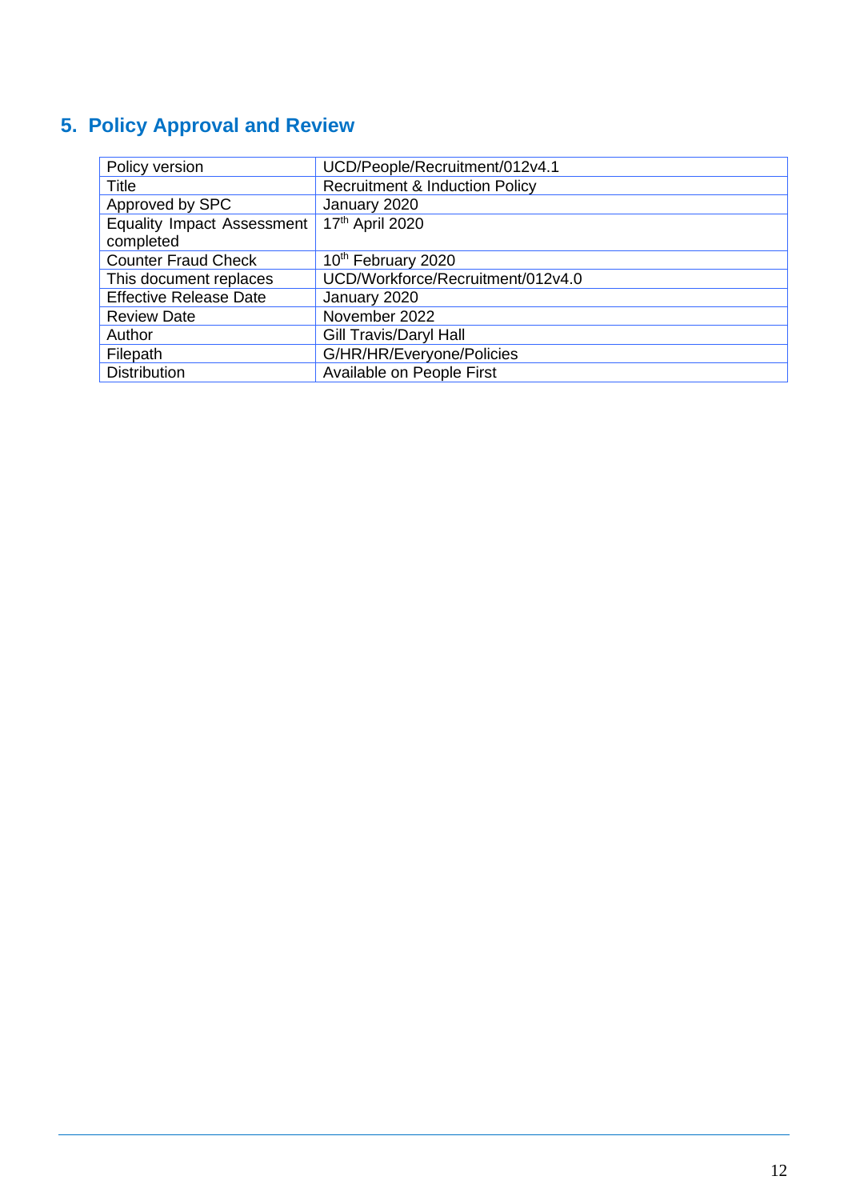## 5. Policy Approval and Review

| | |
|---|---|
| Policy version | UCD/People/Recruitment/012v4.1 |
| Title | Recruitment & Induction Policy |
| Approved by SPC | January 2020 |
| Equality Impact Assessment completed | 17th April 2020 |
| Counter Fraud Check | 10th February 2020 |
| This document replaces | UCD/Workforce/Recruitment/012v4.0 |
| Effective Release Date | January 2020 |
| Review Date | November 2022 |
| Author | Gill Travis/Daryl Hall |
| Filepath | G/HR/HR/Everyone/Policies |
| Distribution | Available on People First |